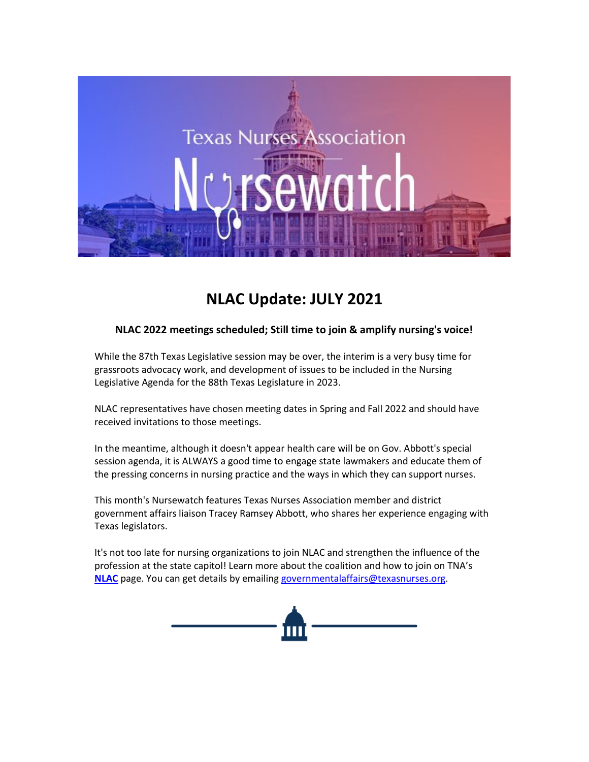# NLAC Update: JULY 2021

**NLAC 2022 meetings scheduled; Still time to join & amplify nursing's voice!**

While the 87th Texas Legislative session may be over, the interim is a very busy time for grassroots advocacy work, and development of issues to be included in the Nursing Legislative Agenda for the 88th Texas Legislature in 2023.

NLAC representatives have chosen meeting dates in Spring and Fall 2022 and should have received invitations to those meetings.

In the meantime, although it doesn't appear health care will be on Gov. Abbott's special session agenda, it is ALWAYS a good time to engage state lawmakers and educate them of the pressing concerns in nursing practice and the ways in which they can support nurses.

This month's Nursewatch features Texas Nurses Association member and district government affairs liaison Tracey Ramsey Abbott, who shares her experience engaging with Texas legislators.

It's not too late for nursing organizations to join NLAC and strengthen the influence of the profession at the state capitol! Learn more about the coalition and how to join on TNA's **NLAC** page. You can get details by emailing governmentalaffairs@texasnurses.org.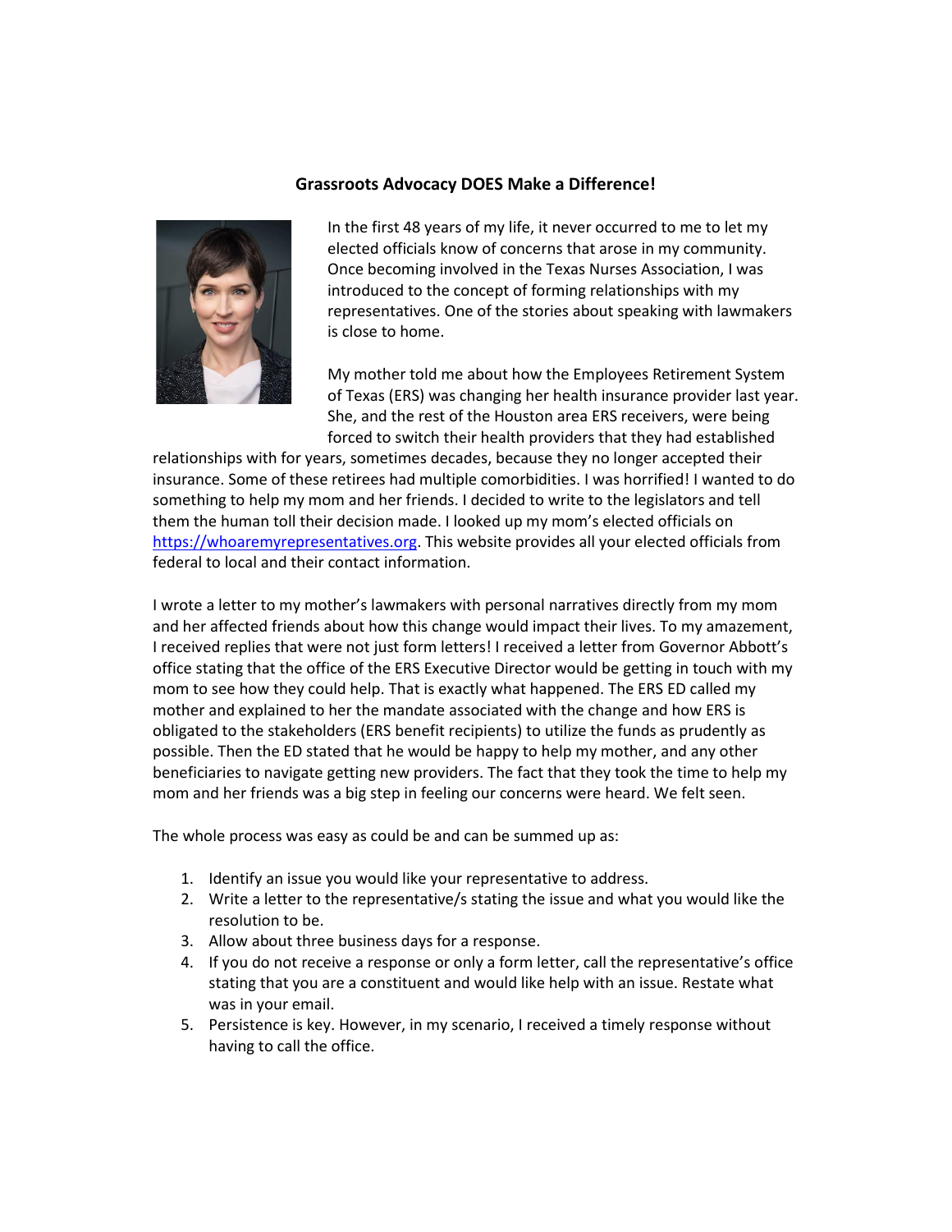## Grassroots Advocacy DOES Make a Difference!

In the first 48 years of my life, it never occurred to me to let my elected officials know of concerns that arose in my community. Once becoming involved in the Texas Nurses Association, I was introduced to the concept of forming relationships with my representatives. One of the stories about speaking with lawmakers is close to home.

My mother told me about how the Employees Retirement System of Texas (ERS) was changing her health insurance provider last year. She, and the rest of the Houston area ERS receivers, were being forced to switch their health providers that they had established relationships with for years, sometimes decades, because they no longer accepted their insurance. Some of these retirees had multiple comorbidities. I was horrified! I wanted to do something to help my mom and her friends. I decided to write to the legislators and tell them the human toll their decision made. I looked up my mom's elected officials on [https://whoaremyrepresentatives.org](https://whoaremyrepresentatives.org). This website provides all your elected officials from federal to local and their contact information.

I wrote a letter to my mother's lawmakers with personal narratives directly from my mom and her affected friends about how this change would impact their lives. To my amazement, I received replies that were not just form letters! I received a letter from Governor Abbott's office stating that the office of the ERS Executive Director would be getting in touch with my mom to see how they could help. That is exactly what happened. The ERS ED called my mother and explained to her the mandate associated with the change and how ERS is obligated to the stakeholders (ERS benefit recipients) to utilize the funds as prudently as possible. Then the ED stated that he would be happy to help my mother, and any other beneficiaries to navigate getting new providers. The fact that they took the time to help my mom and her friends was a big step in feeling our concerns were heard. We felt seen.

The whole process was easy as could be and can be summed up as:

1. Identify an issue you would like your representative to address.
2. Write a letter to the representative/s stating the issue and what you would like the resolution to be.
3. Allow about three business days for a response.
4. If you do not receive a response or only a form letter, call the representative's office stating that you are a constituent and would like help with an issue. Restate what was in your email.
5. Persistence is key. However, in my scenario, I received a timely response without having to call the office.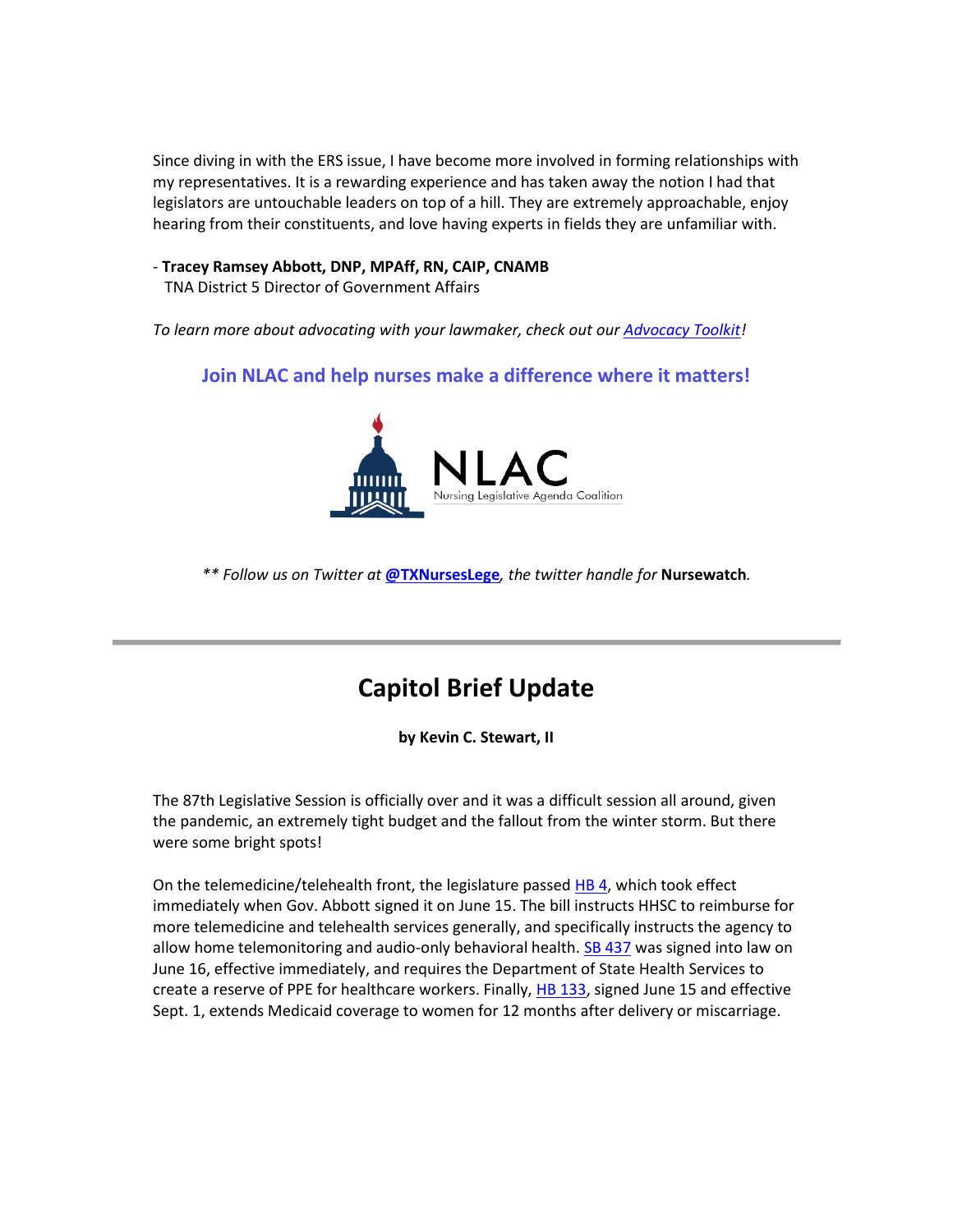Since diving in with the ERS issue, I have become more involved in forming relationships with my representatives. It is a rewarding experience and has taken away the notion I had that legislators are untouchable leaders on top of a hill. They are extremely approachable, enjoy hearing from their constituents, and love having experts in fields they are unfamiliar with.

\- **Tracey Ramsey Abbott, DNP, MPAff, RN, CAIP, CNAMB**
TNA District 5 Director of Government Affairs

*To learn more about advocating with your lawmaker, check out our Advocacy Toolkit!*

**Join NLAC and help nurses make a difference where it matters!**

NLAC
Nursing Legislative Agenda Coalition

*** Follow us on Twitter at **@TXNursesLege**, the twitter handle for* **Nursewatch**.

---

## Capitol Brief Update

**by Kevin C. Stewart, II**

The 87th Legislative Session is officially over and it was a difficult session all around, given the pandemic, an extremely tight budget and the fallout from the winter storm. But there were some bright spots!

On the telemedicine/telehealth front, the legislature passed HB 4, which took effect immediately when Gov. Abbott signed it on June 15. The bill instructs HHSC to reimburse for more telemedicine and telehealth services generally, and specifically instructs the agency to allow home telemonitoring and audio-only behavioral health. SB 437 was signed into law on June 16, effective immediately, and requires the Department of State Health Services to create a reserve of PPE for healthcare workers. Finally, HB 133, signed June 15 and effective Sept. 1, extends Medicaid coverage to women for 12 months after delivery or miscarriage.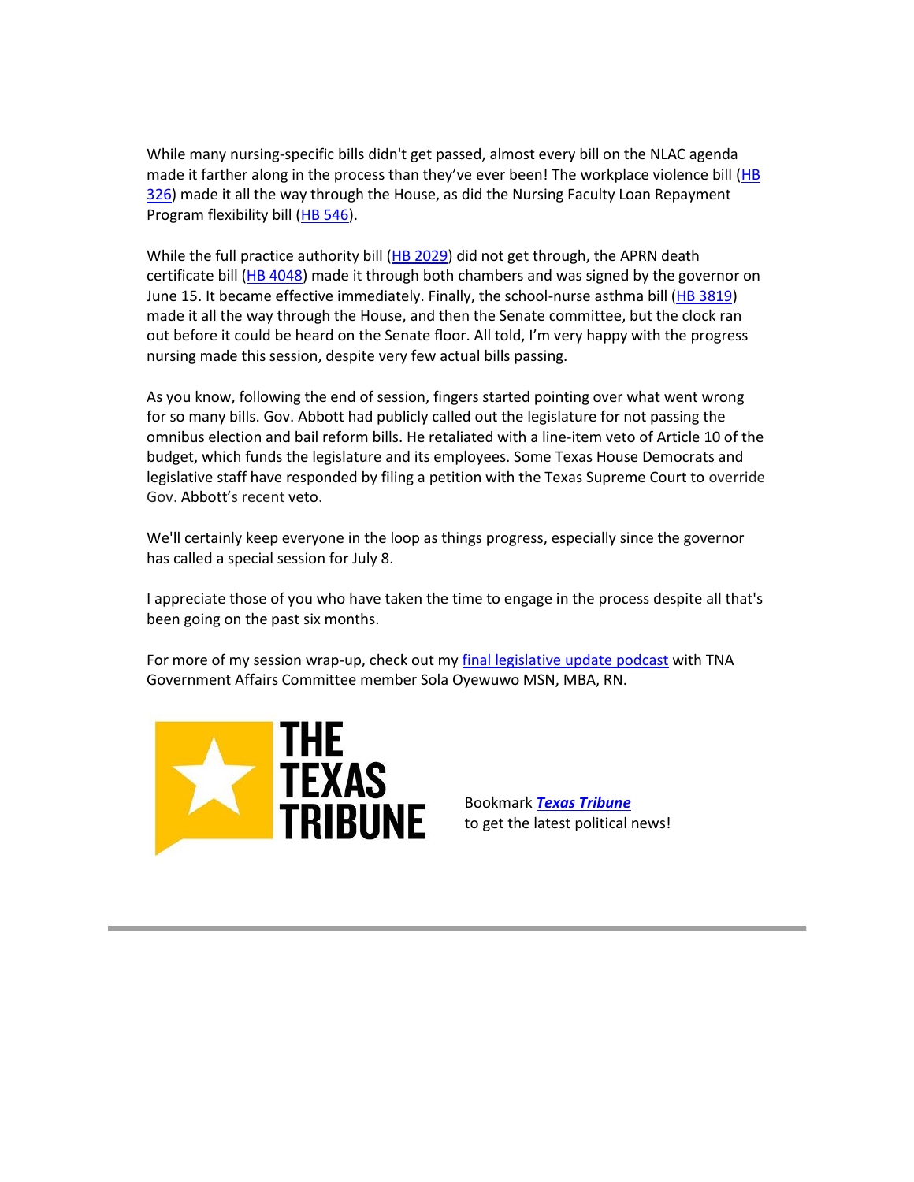While many nursing-specific bills didn't get passed, almost every bill on the NLAC agenda made it farther along in the process than they've ever been! The workplace violence bill (HB 326) made it all the way through the House, as did the Nursing Faculty Loan Repayment Program flexibility bill (HB 546).

While the full practice authority bill (HB 2029) did not get through, the APRN death certificate bill (HB 4048) made it through both chambers and was signed by the governor on June 15. It became effective immediately. Finally, the school-nurse asthma bill (HB 3819) made it all the way through the House, and then the Senate committee, but the clock ran out before it could be heard on the Senate floor. All told, I'm very happy with the progress nursing made this session, despite very few actual bills passing.

As you know, following the end of session, fingers started pointing over what went wrong for so many bills. Gov. Abbott had publicly called out the legislature for not passing the omnibus election and bail reform bills. He retaliated with a line-item veto of Article 10 of the budget, which funds the legislature and its employees. Some Texas House Democrats and legislative staff have responded by filing a petition with the Texas Supreme Court to override Gov. Abbott's recent veto.

We'll certainly keep everyone in the loop as things progress, especially since the governor has called a special session for July 8.

I appreciate those of you who have taken the time to engage in the process despite all that's been going on the past six months.

For more of my session wrap-up, check out my final legislative update podcast with TNA Government Affairs Committee member Sola Oyewuwo MSN, MBA, RN.

THE TEXAS TRIBUNE

Bookmark ***Texas Tribune*** to get the latest political news!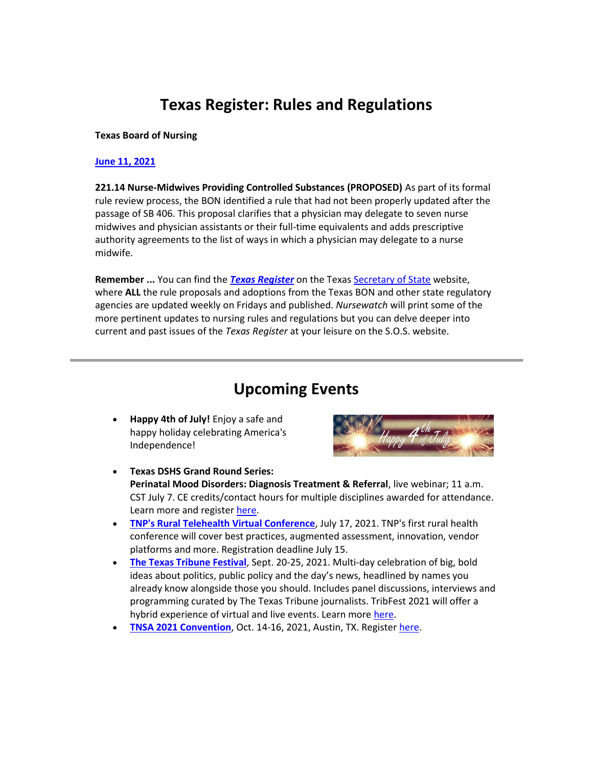# Texas Register: Rules and Regulations

**Texas Board of Nursing**

**June 11, 2021**

**221.14 Nurse-Midwives Providing Controlled Substances (PROPOSED)** As part of its formal rule review process, the BON identified a rule that had not been properly updated after the passage of SB 406. This proposal clarifies that a physician may delegate to seven nurse midwives and physician assistants or their full-time equivalents and adds prescriptive authority agreements to the list of ways in which a physician may delegate to a nurse midwife.

**Remember ...** You can find the ***Texas Register*** on the Texas Secretary of State website, where **ALL** the rule proposals and adoptions from the Texas BON and other state regulatory agencies are updated weekly on Fridays and published. *Nursewatch* will print some of the more pertinent updates to nursing rules and regulations but you can delve deeper into current and past issues of the *Texas Register* at your leisure on the S.O.S. website.

---

# Upcoming Events

- **Happy 4th of July!** Enjoy a safe and happy holiday celebrating America's Independence!
- **Texas DSHS Grand Round Series: Perinatal Mood Disorders: Diagnosis Treatment & Referral**, live webinar; 11 a.m. CST July 7. CE credits/contact hours for multiple disciplines awarded for attendance. Learn more and register here.
- **TNP's Rural Telehealth Virtual Conference**, July 17, 2021. TNP's first rural health conference will cover best practices, augmented assessment, innovation, vendor platforms and more. Registration deadline July 15.
- **The Texas Tribune Festival**, Sept. 20-25, 2021. Multi-day celebration of big, bold ideas about politics, public policy and the day's news, headlined by names you already know alongside those you should. Includes panel discussions, interviews and programming curated by The Texas Tribune journalists. TribFest 2021 will offer a hybrid experience of virtual and live events. Learn more here.
- **TNSA 2021 Convention**, Oct. 14-16, 2021, Austin, TX. Register here.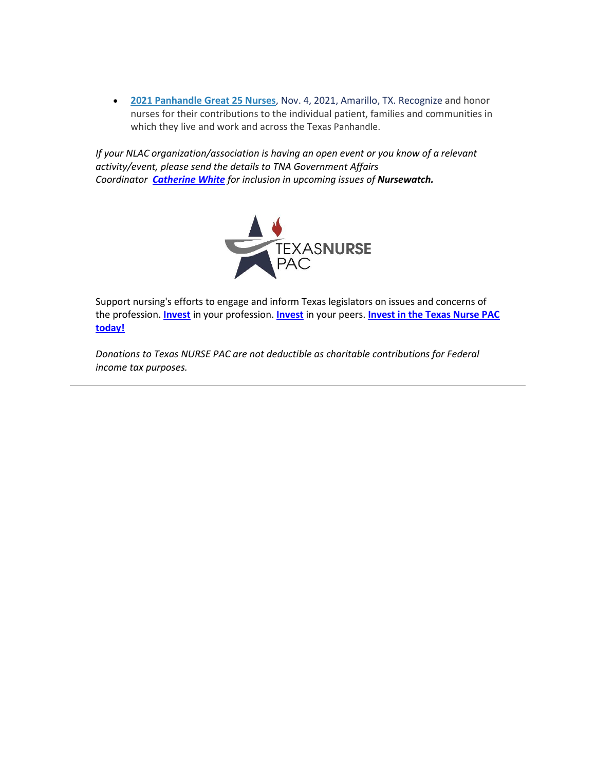- **2021 Panhandle Great 25 Nurses**, Nov. 4, 2021, Amarillo, TX. Recognize and honor nurses for their contributions to the individual patient, families and communities in which they live and work and across the Texas Panhandle.

*If your NLAC organization/association is having an open event or you know of a relevant activity/event, please send the details to TNA Government Affairs Coordinator* ***Catherine White*** *for inclusion in upcoming issues of* ***Nursewatch.***

TEXASNURSE PAC

Support nursing's efforts to engage and inform Texas legislators on issues and concerns of the profession. **Invest** in your profession. **Invest** in your peers. **Invest in the Texas Nurse PAC today!**

*Donations to Texas NURSE PAC are not deductible as charitable contributions for Federal income tax purposes.*